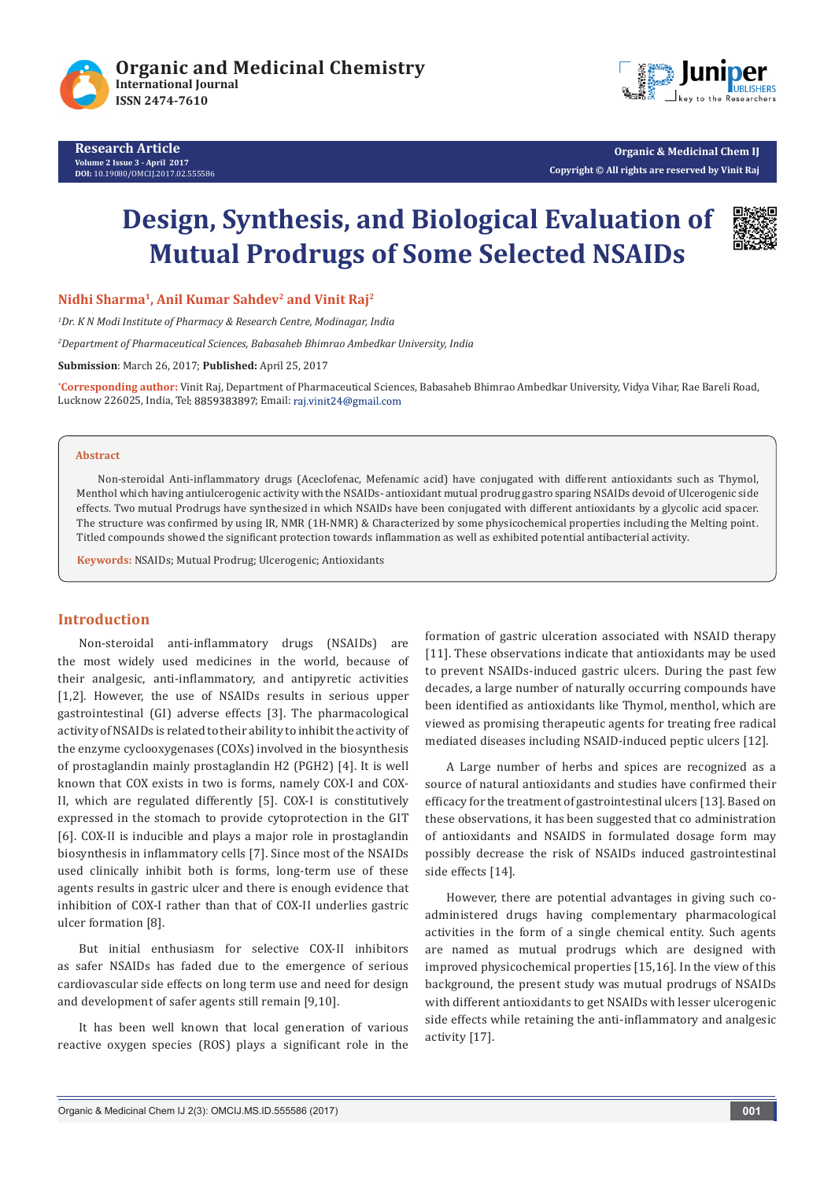# Design, Synthesis, and Biological Evaluation of Mutual Prodrugs of Some Selected NSAIDs

**Nidhi Sharma[1], Anil Kumar Sahdev[2] and Vinit Raj[2]**

*[1]Dr. K N Modi Institute of Pharmacy & Research Centre, Modinagar, India*

*[2]Department of Pharmaceutical Sciences, Babasaheb Bhimrao Ambedkar University, India*

**Submission**: March 26, 2017; **Published:** April 25, 2017

**\*Corresponding author:** Vinit Raj, Department of Pharmaceutical Sciences, Babasaheb Bhimrao Ambedkar University, Vidya Vihar, Rae Bareli Road, Lucknow 226025, India, Tel: 8859383897; Email: raj.vinit24@gmail.com

## Abstract

Non-steroidal Anti-inflammatory drugs (Aceclofenac, Mefenamic acid) have conjugated with different antioxidants such as Thymol, Menthol which having antiulcerogenic activity with the NSAIDs- antioxidant mutual prodrug gastro sparing NSAIDs devoid of Ulcerogenic side effects. Two mutual Prodrugs have synthesized in which NSAIDs have been conjugated with different antioxidants by a glycolic acid spacer. The structure was confirmed by using IR, NMR (1H-NMR) & Characterized by some physicochemical properties including the Melting point. Titled compounds showed the significant protection towards inflammation as well as exhibited potential antibacterial activity.

**Keywords:** NSAIDs; Mutual Prodrug; Ulcerogenic; Antioxidants

## Introduction

Non-steroidal anti-inflammatory drugs (NSAIDs) are the most widely used medicines in the world, because of their analgesic, anti-inflammatory, and antipyretic activities [1,2]. However, the use of NSAIDs results in serious upper gastrointestinal (GI) adverse effects [3]. The pharmacological activity of NSAIDs is related to their ability to inhibit the activity of the enzyme cyclooxygenases (COXs) involved in the biosynthesis of prostaglandin mainly prostaglandin H2 (PGH2) [4]. It is well known that COX exists in two is forms, namely COX-I and COX-II, which are regulated differently [5]. COX-I is constitutively expressed in the stomach to provide cytoprotection in the GIT [6]. COX-II is inducible and plays a major role in prostaglandin biosynthesis in inflammatory cells [7]. Since most of the NSAIDs used clinically inhibit both is forms, long-term use of these agents results in gastric ulcer and there is enough evidence that inhibition of COX-I rather than that of COX-II underlies gastric ulcer formation [8].

But initial enthusiasm for selective COX-II inhibitors as safer NSAIDs has faded due to the emergence of serious cardiovascular side effects on long term use and need for design and development of safer agents still remain [9,10].

It has been well known that local generation of various reactive oxygen species (ROS) plays a significant role in the formation of gastric ulceration associated with NSAID therapy [11]. These observations indicate that antioxidants may be used to prevent NSAIDs-induced gastric ulcers. During the past few decades, a large number of naturally occurring compounds have been identified as antioxidants like Thymol, menthol, which are viewed as promising therapeutic agents for treating free radical mediated diseases including NSAID-induced peptic ulcers [12].

A Large number of herbs and spices are recognized as a source of natural antioxidants and studies have confirmed their efficacy for the treatment of gastrointestinal ulcers [13]. Based on these observations, it has been suggested that co administration of antioxidants and NSAIDS in formulated dosage form may possibly decrease the risk of NSAIDs induced gastrointestinal side effects [14].

However, there are potential advantages in giving such co-administered drugs having complementary pharmacological activities in the form of a single chemical entity. Such agents are named as mutual prodrugs which are designed with improved physicochemical properties [15,16]. In the view of this background, the present study was mutual prodrugs of NSAIDs with different antioxidants to get NSAIDs with lesser ulcerogenic side effects while retaining the anti-inflammatory and analgesic activity [17].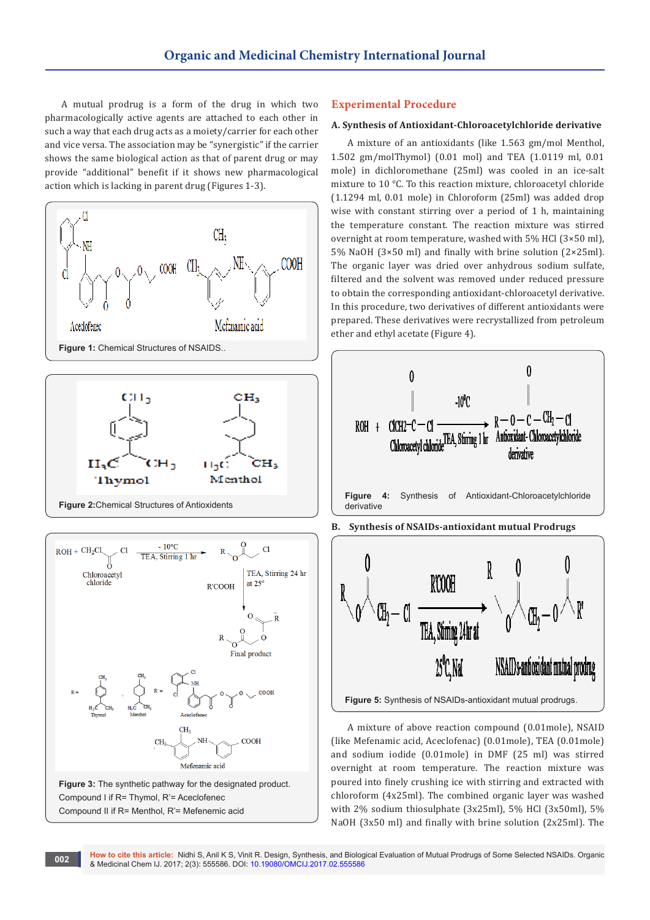A mutual prodrug is a form of the drug in which two pharmacologically active agents are attached to each other in such a way that each drug acts as a moiety/carrier for each other and vice versa. The association may be "synergistic" if the carrier shows the same biological action as that of parent drug or may provide "additional" benefit if it shows new pharmacological action which is lacking in parent drug (Figures 1-3).

**Figure 1:** Chemical Structures of NSAIDS..

**Figure 2:** Chemical Structures of Antioxidents

**Figure 3:** The synthetic pathway for the designated product.
Compound I if R= Thymol, R'= Aceclofenec
Compound II if R= Menthol, R'= Mefenemic acid

## Experimental Procedure

### A. Synthesis of Antioxidant-Chloroacetylchloride derivative

A mixture of an antioxidants (like 1.563 gm/mol Menthol, 1.502 gm/molThymol) (0.01 mol) and TEA (1.0119 ml, 0.01 mole) in dichloromethane (25ml) was cooled in an ice-salt mixture to 10 °C. To this reaction mixture, chloroacetyl chloride (1.1294 ml, 0.01 mole) in Chloroform (25ml) was added drop wise with constant stirring over a period of 1 h, maintaining the temperature constant. The reaction mixture was stirred overnight at room temperature, washed with 5% HCl (3×50 ml), 5% NaOH (3×50 ml) and finally with brine solution (2×25ml). The organic layer was dried over anhydrous sodium sulfate, filtered and the solvent was removed under reduced pressure to obtain the corresponding antioxidant-chloroacetyl derivative. In this procedure, two derivatives of different antioxidants were prepared. These derivatives were recrystallized from petroleum ether and ethyl acetate (Figure 4).

**Figure 4:** Synthesis of Antioxidant-Chloroacetylchloride derivative

### B. Synthesis of NSAIDs-antioxidant mutual Prodrugs

**Figure 5:** Synthesis of NSAIDs-antioxidant mutual prodrugs.

A mixture of above reaction compound (0.01mole), NSAID (like Mefenamic acid, Aceclofenac) (0.01mole), TEA (0.01mole) and sodium iodide (0.01mole) in DMF (25 ml) was stirred overnight at room temperature. The reaction mixture was poured into finely crushing ice with stirring and extracted with chloroform (4x25ml). The combined organic layer was washed with 2% sodium thiosulphate (3x25ml), 5% HCl (3x50ml), 5% NaOH (3x50 ml) and finally with brine solution (2x25ml). The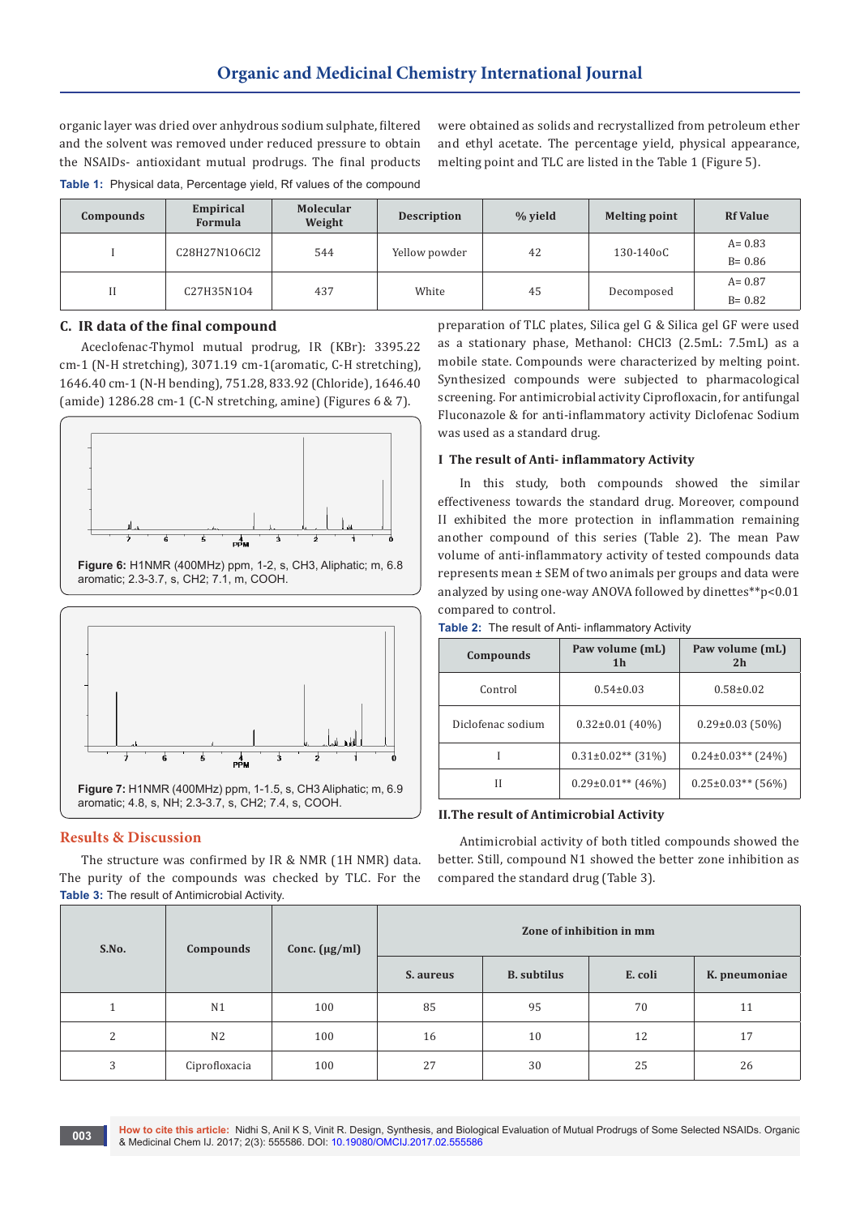organic layer was dried over anhydrous sodium sulphate, filtered and the solvent was removed under reduced pressure to obtain the NSAIDs- antioxidant mutual prodrugs. The final products were obtained as solids and recrystallized from petroleum ether and ethyl acetate. The percentage yield, physical appearance, melting point and TLC are listed in the Table 1 (Figure 5).

**Table 1:** Physical data, Percentage yield, Rf values of the compound

| Compounds | Empirical Formula | Molecular Weight | Description | % yield | Melting point | Rf Value |
|---|---|---|---|---|---|---|
| I | $C_{28}H_{27}N_1O_6Cl_2$ | 544 | Yellow powder | 42 | 130-140oC | A= 0.83<br>B= 0.86 |
| II | $C_{27}H_{35}N_1O_4$ | 437 | White | 45 | Decomposed | A= 0.87<br>B= 0.82 |

### C. IR data of the final compound

Aceclofenac-Thymol mutual prodrug, IR (KBr): 3395.22 cm-1 (N-H stretching), 3071.19 cm-1(aromatic, C-H stretching), 1646.40 cm-1 (N-H bending), 751.28, 833.92 (Chloride), 1646.40 (amide) 1286.28 cm-1 (C-N stretching, amine) (Figures 6 & 7).

**Figure 6:** H1NMR (400MHz) ppm, 1-2, s, CH3, Aliphatic; m, 6.8 aromatic; 2.3-3.7, s, CH2; 7.1, m, COOH.

**Figure 7:** H1NMR (400MHz) ppm, 1-1.5, s, CH3 Aliphatic; m, 6.9 aromatic; 4.8, s, NH; 2.3-3.7, s, CH2; 7.4, s, COOH.

## Results & Discussion

The structure was confirmed by IR & NMR (1H NMR) data. The purity of the compounds was checked by TLC. For the preparation of TLC plates, Silica gel G & Silica gel GF were used as a stationary phase, Methanol: $CHCl_3$ (2.5mL: 7.5mL) as a mobile state. Compounds were characterized by melting point. Synthesized compounds were subjected to pharmacological screening. For antimicrobial activity Ciprofloxacin, for antifungal Fluconazole & for anti-inflammatory activity Diclofenac Sodium was used as a standard drug.

### I The result of Anti- inflammatory Activity

In this study, both compounds showed the similar effectiveness towards the standard drug. Moreover, compound II exhibited the more protection in inflammation remaining another compound of this series (Table 2). The mean Paw volume of anti-inflammatory activity of tested compounds data represents mean ± SEM of two animals per groups and data were analyzed by using one-way ANOVA followed by dinettes**p<0.01 compared to control.

**Table 2:** The result of Anti- inflammatory Activity

| Compounds | Paw volume (mL) 1h | Paw volume (mL) 2h |
|---|---|---|
| Control | 0.54±0.03 | 0.58±0.02 |
| Diclofenac sodium | 0.32±0.01 (40%) | 0.29±0.03 (50%) |
| I | 0.31±0.02** (31%) | 0.24±0.03** (24%) |
| II | 0.29±0.01** (46%) | 0.25±0.03** (56%) |

### II.The result of Antimicrobial Activity

Antimicrobial activity of both titled compounds showed the better. Still, compound N1 showed the better zone inhibition as compared the standard drug (Table 3).

**Table 3:** The result of Antimicrobial Activity.

| S.No. | Compounds | Conc. (µg/ml) | Zone of inhibition in mm | | | |
|---|---|---|---|---|---|---|
| | | | S. aureus | B. subtilus | E. coli | K. pneumoniae |
| 1 | N1 | 100 | 85 | 95 | 70 | 11 |
| 2 | N2 | 100 | 16 | 10 | 12 | 17 |
| 3 | Ciprofloxacia | 100 | 27 | 30 | 25 | 26 |

**How to cite this article:** Nidhi S, Anil K S, Vinit R. Design, Synthesis, and Biological Evaluation of Mutual Prodrugs of Some Selected NSAIDs. Organic & Medicinal Chem IJ. 2017; 2(3): 555586. DOI: 10.19080/OMCIJ.2017.02.555586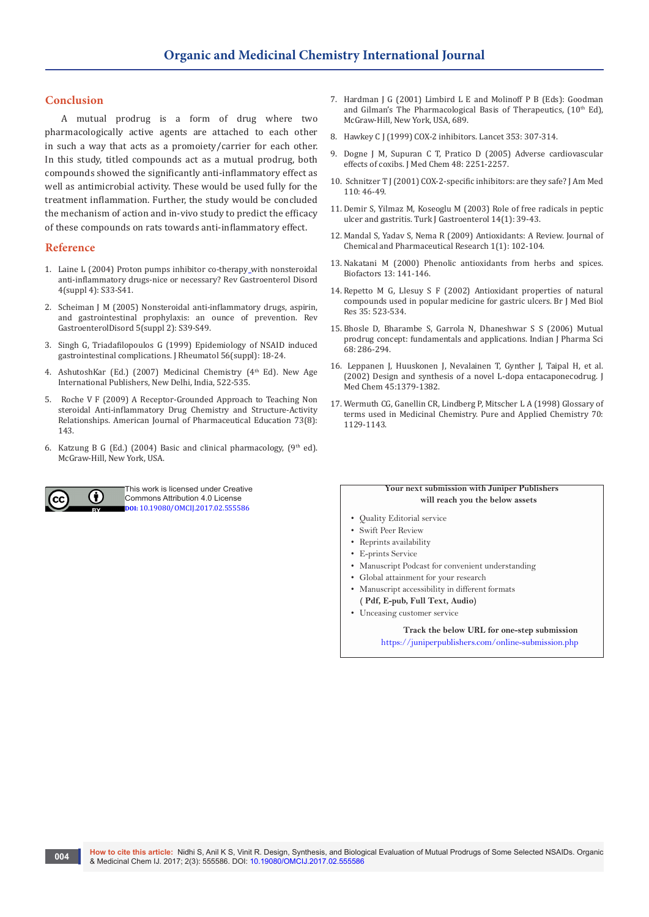## Conclusion

A mutual prodrug is a form of drug where two pharmacologically active agents are attached to each other in such a way that acts as a promoiety/carrier for each other. In this study, titled compounds act as a mutual prodrug, both compounds showed the significantly anti-inflammatory effect as well as antimicrobial activity. These would be used fully for the treatment inflammation. Further, the study would be concluded the mechanism of action and in-vivo study to predict the efficacy of these compounds on rats towards anti-inflammatory effect.

## Reference

1. Laine L (2004) Proton pumps inhibitor co-therapy with nonsteroidal anti-inflammatory drugs-nice or necessary? Rev Gastroenterol Disord 4(suppl 4): S33-S41.
2. Scheiman J M (2005) Nonsteroidal anti-inflammatory drugs, aspirin, and gastrointestinal prophylaxis: an ounce of prevention. Rev GastroenterolDisord 5(suppl 2): S39-S49.
3. Singh G, Triadafilopoulos G (1999) Epidemiology of NSAID induced gastrointestinal complications. J Rheumatol 56(suppl): 18-24.
4. AshutoshKar (Ed.) (2007) Medicinal Chemistry (4th Ed). New Age International Publishers, New Delhi, India, 522-535.
5. Roche V F (2009) A Receptor-Grounded Approach to Teaching Non steroidal Anti-inflammatory Drug Chemistry and Structure-Activity Relationships. American Journal of Pharmaceutical Education 73(8): 143.
6. Katzung B G (Ed.) (2004) Basic and clinical pharmacology, (9th ed). McGraw-Hill, New York, USA.
7. Hardman J G (2001) Limbird L E and Molinoff P B (Eds): Goodman and Gilman's The Pharmacological Basis of Therapeutics, (10th Ed), McGraw-Hill, New York, USA, 689.
8. Hawkey C J (1999) COX-2 inhibitors. Lancet 353: 307-314.
9. Dogne J M, Supuran C T, Pratico D (2005) Adverse cardiovascular effects of coxibs. J Med Chem 48: 2251-2257.
10. Schnitzer T J (2001) COX-2-specific inhibitors: are they safe? J Am Med 110: 46-49.
11. Demir S, Yilmaz M, Koseoglu M (2003) Role of free radicals in peptic ulcer and gastritis. Turk J Gastroenterol 14(1): 39-43.
12. Mandal S, Yadav S, Nema R (2009) Antioxidants: A Review. Journal of Chemical and Pharmaceutical Research 1(1): 102-104.
13. Nakatani M (2000) Phenolic antioxidants from herbs and spices. Biofactors 13: 141-146.
14. Repetto M G, Llesuy S F (2002) Antioxidant properties of natural compounds used in popular medicine for gastric ulcers. Br J Med Biol Res 35: 523-534.
15. Bhosle D, Bharambe S, Garrola N, Dhaneshwar S S (2006) Mutual prodrug concept: fundamentals and applications. Indian J Pharma Sci 68: 286-294.
16. Leppanen J, Huuskonen J, Nevalainen T, Gynther J, Taipal H, et al. (2002) Design and synthesis of a novel L-dopa entacaponecodrug. J Med Chem 45:1379-1382.
17. Wermuth CG, Ganellin CR, Lindberg P, Mitscher L A (1998) Glossary of terms used in Medicinal Chemistry. Pure and Applied Chemistry 70: 1129-1143.

This work is licensed under Creative Commons Attribution 4.0 License
**DOI:** 10.19080/OMCIJ.2017.02.555586

**Your next submission with Juniper Publishers will reach you the below assets**

- Quality Editorial service
- Swift Peer Review
- Reprints availability
- E-prints Service
- Manuscript Podcast for convenient understanding
- Global attainment for your research
- Manuscript accessibility in different formats
  **( Pdf, E-pub, Full Text, Audio)**
- Unceasing customer service

**Track the below URL for one-step submission**
https://juniperpublishers.com/online-submission.php

**How to cite this article:** Nidhi S, Anil K S, Vinit R. Design, Synthesis, and Biological Evaluation of Mutual Prodrugs of Some Selected NSAIDs. Organic & Medicinal Chem IJ. 2017; 2(3): 555586. DOI: 10.19080/OMCIJ.2017.02.555586